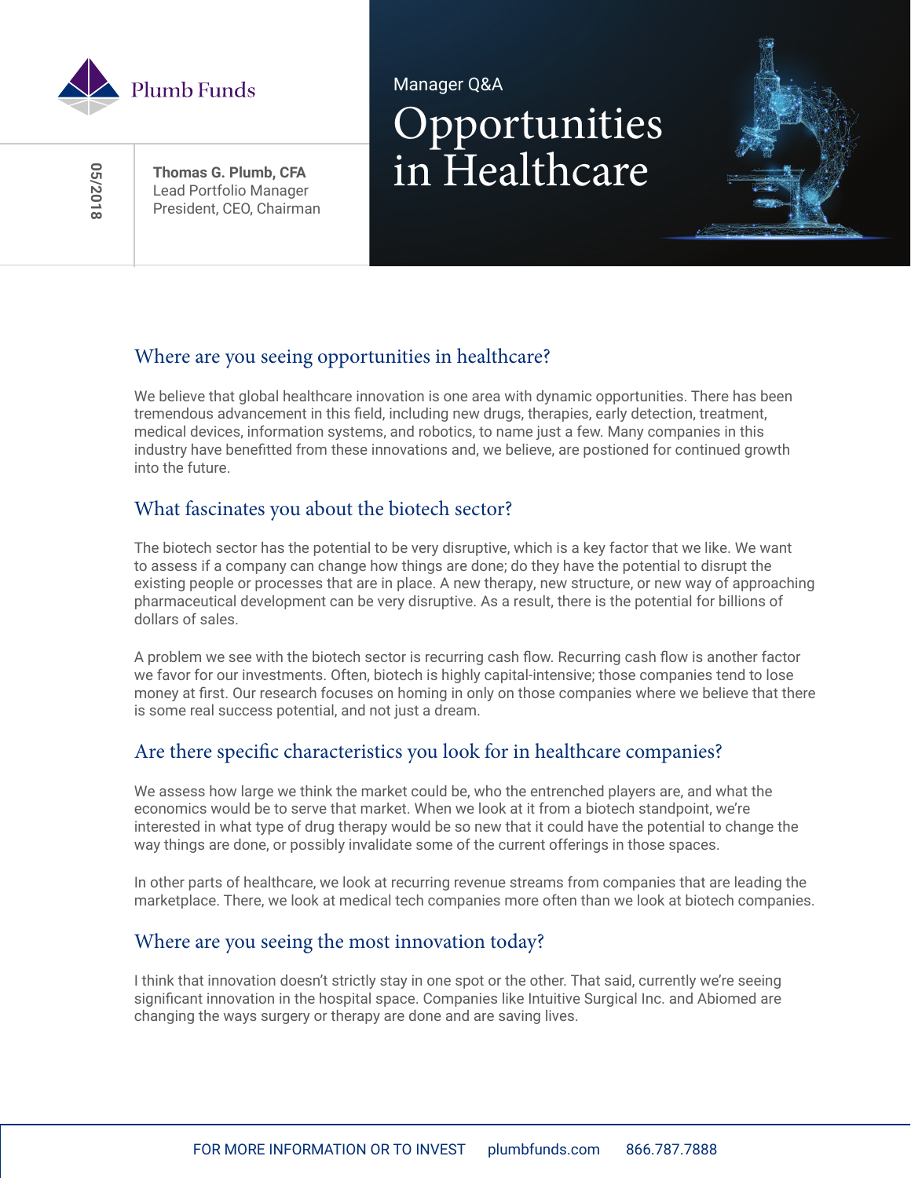Plumb Funds

05/2018

**Thomas G. Plumb, CFA**
Lead Portfolio Manager
President, CEO, Chairman

Manager Q&A

# Opportunities in Healthcare

## Where are you seeing opportunities in healthcare?

We believe that global healthcare innovation is one area with dynamic opportunities. There has been tremendous advancement in this field, including new drugs, therapies, early detection, treatment, medical devices, information systems, and robotics, to name just a few. Many companies in this industry have benefitted from these innovations and, we believe, are postioned for continued growth into the future.

## What fascinates you about the biotech sector?

The biotech sector has the potential to be very disruptive, which is a key factor that we like. We want to assess if a company can change how things are done; do they have the potential to disrupt the existing people or processes that are in place. A new therapy, new structure, or new way of approaching pharmaceutical development can be very disruptive. As a result, there is the potential for billions of dollars of sales.

A problem we see with the biotech sector is recurring cash flow. Recurring cash flow is another factor we favor for our investments. Often, biotech is highly capital-intensive; those companies tend to lose money at first. Our research focuses on homing in only on those companies where we believe that there is some real success potential, and not just a dream.

## Are there specific characteristics you look for in healthcare companies?

We assess how large we think the market could be, who the entrenched players are, and what the economics would be to serve that market. When we look at it from a biotech standpoint, we're interested in what type of drug therapy would be so new that it could have the potential to change the way things are done, or possibly invalidate some of the current offerings in those spaces.

In other parts of healthcare, we look at recurring revenue streams from companies that are leading the marketplace. There, we look at medical tech companies more often than we look at biotech companies.

## Where are you seeing the most innovation today?

I think that innovation doesn't strictly stay in one spot or the other. That said, currently we're seeing significant innovation in the hospital space. Companies like Intuitive Surgical Inc. and Abiomed are changing the ways surgery or therapy are done and are saving lives.

FOR MORE INFORMATION OR TO INVEST plumbfunds.com 866.787.7888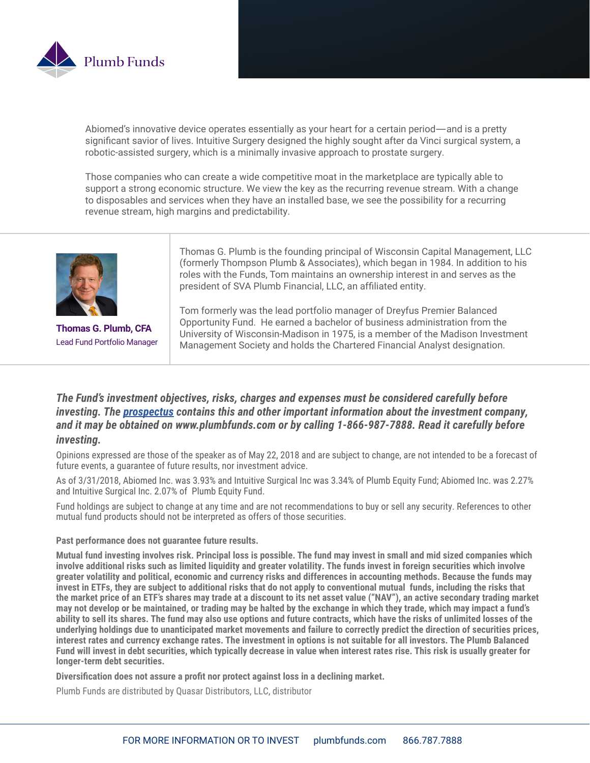Abiomed's innovative device operates essentially as your heart for a certain period—and is a pretty significant savior of lives. Intuitive Surgery designed the highly sought after da Vinci surgical system, a robotic-assisted surgery, which is a minimally invasive approach to prostate surgery.

Those companies who can create a wide competitive moat in the marketplace are typically able to support a strong economic structure. We view the key as the recurring revenue stream. With a change to disposables and services when they have an installed base, we see the possibility for a recurring revenue stream, high margins and predictability.

**Thomas G. Plumb, CFA**
Lead Fund Portfolio Manager

Thomas G. Plumb is the founding principal of Wisconsin Capital Management, LLC (formerly Thompson Plumb & Associates), which began in 1984. In addition to his roles with the Funds, Tom maintains an ownership interest in and serves as the president of SVA Plumb Financial, LLC, an affiliated entity.

Tom formerly was the lead portfolio manager of Dreyfus Premier Balanced Opportunity Fund. He earned a bachelor of business administration from the University of Wisconsin-Madison in 1975, is a member of the Madison Investment Management Society and holds the Chartered Financial Analyst designation.

***The Fund's investment objectives, risks, charges and expenses must be considered carefully before investing. The [prospectus](prospectus) contains this and other important information about the investment company, and it may be obtained on www.plumbfunds.com or by calling 1-866-987-7888. Read it carefully before investing.***

Opinions expressed are those of the speaker as of May 22, 2018 and are subject to change, are not intended to be a forecast of future events, a guarantee of future results, nor investment advice.

As of 3/31/2018, Abiomed Inc. was 3.93% and Intuitive Surgical Inc was 3.34% of Plumb Equity Fund; Abiomed Inc. was 2.27% and Intuitive Surgical Inc. 2.07% of Plumb Equity Fund.

Fund holdings are subject to change at any time and are not recommendations to buy or sell any security. References to other mutual fund products should not be interpreted as offers of those securities.

**Past performance does not guarantee future results.**

**Mutual fund investing involves risk. Principal loss is possible. The fund may invest in small and mid sized companies which involve additional risks such as limited liquidity and greater volatility. The funds invest in foreign securities which involve greater volatility and political, economic and currency risks and differences in accounting methods. Because the funds may invest in ETFs, they are subject to additional risks that do not apply to conventional mutual funds, including the risks that the market price of an ETF's shares may trade at a discount to its net asset value ("NAV"), an active secondary trading market may not develop or be maintained, or trading may be halted by the exchange in which they trade, which may impact a fund's ability to sell its shares. The fund may also use options and future contracts, which have the risks of unlimited losses of the underlying holdings due to unanticipated market movements and failure to correctly predict the direction of securities prices, interest rates and currency exchange rates. The investment in options is not suitable for all investors. The Plumb Balanced Fund will invest in debt securities, which typically decrease in value when interest rates rise. This risk is usually greater for longer-term debt securities.**

**Diversification does not assure a profit nor protect against loss in a declining market.**

Plumb Funds are distributed by Quasar Distributors, LLC, distributor

FOR MORE INFORMATION OR TO INVEST plumbfunds.com 866.787.7888